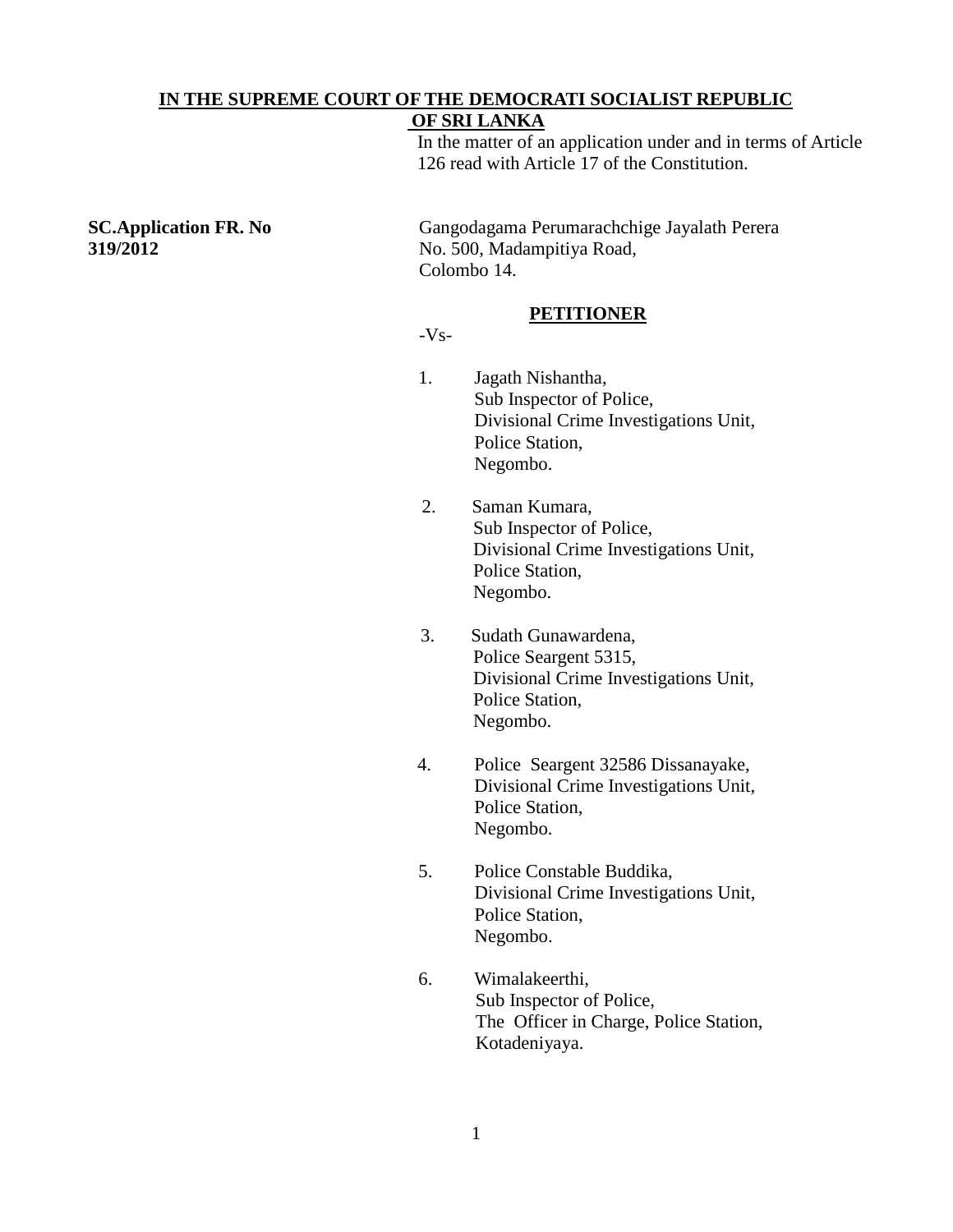**IN THE SUPREME COURT OF THE DEMOCRATI SOCIALIST REPUBLIC OF SRI LANKA**

In the matter of an application under and in terms of Article 126 read with Article 17 of the Constitution.

**SC.Application FR. No 319/2012**

Gangodagama Perumarachchige Jayalath Perera
No. 500, Madampitiya Road,
Colombo 14.

**PETITIONER**

-Vs-

1. Jagath Nishantha,
   Sub Inspector of Police,
   Divisional Crime Investigations Unit,
   Police Station,
   Negombo.

2. Saman Kumara,
   Sub Inspector of Police,
   Divisional Crime Investigations Unit,
   Police Station,
   Negombo.

3. Sudath Gunawardena,
   Police Seargent 5315,
   Divisional Crime Investigations Unit,
   Police Station,
   Negombo.

4. Police Seargent 32586 Dissanayake,
   Divisional Crime Investigations Unit,
   Police Station,
   Negombo.

5. Police Constable Buddika,
   Divisional Crime Investigations Unit,
   Police Station,
   Negombo.

6. Wimalakeerthi,
   Sub Inspector of Police,
   The Officer in Charge, Police Station,
   Kotadeniyaya.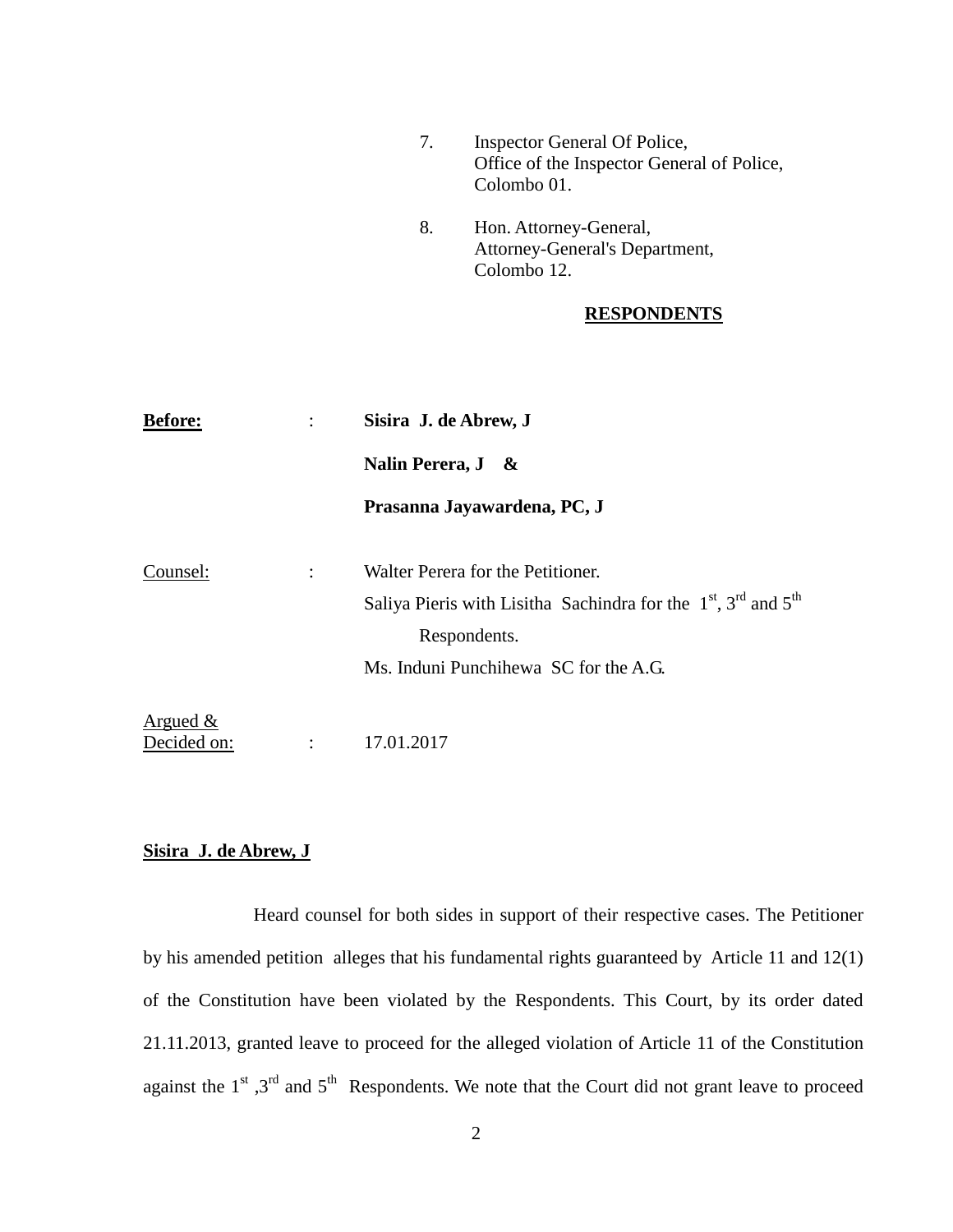7. Inspector General Of Police,
   Office of the Inspector General of Police,
   Colombo 01.

8. Hon. Attorney-General,
   Attorney-General's Department,
   Colombo 12.

**RESPONDENTS**

**Before:** : **Sisira J. de Abrew, J**

**Nalin Perera, J &**

**Prasanna Jayawardena, PC, J**

Counsel: : Walter Perera for the Petitioner.

Saliya Pieris with Lisitha Sachindra for the 1st, 3rd and 5th Respondents.

Ms. Induni Punchihewa SC for the A.G.

Argued & Decided on: : 17.01.2017

**Sisira J. de Abrew, J**

Heard counsel for both sides in support of their respective cases. The Petitioner by his amended petition alleges that his fundamental rights guaranteed by Article 11 and 12(1) of the Constitution have been violated by the Respondents. This Court, by its order dated 21.11.2013, granted leave to proceed for the alleged violation of Article 11 of the Constitution against the 1st ,3rd and 5th Respondents. We note that the Court did not grant leave to proceed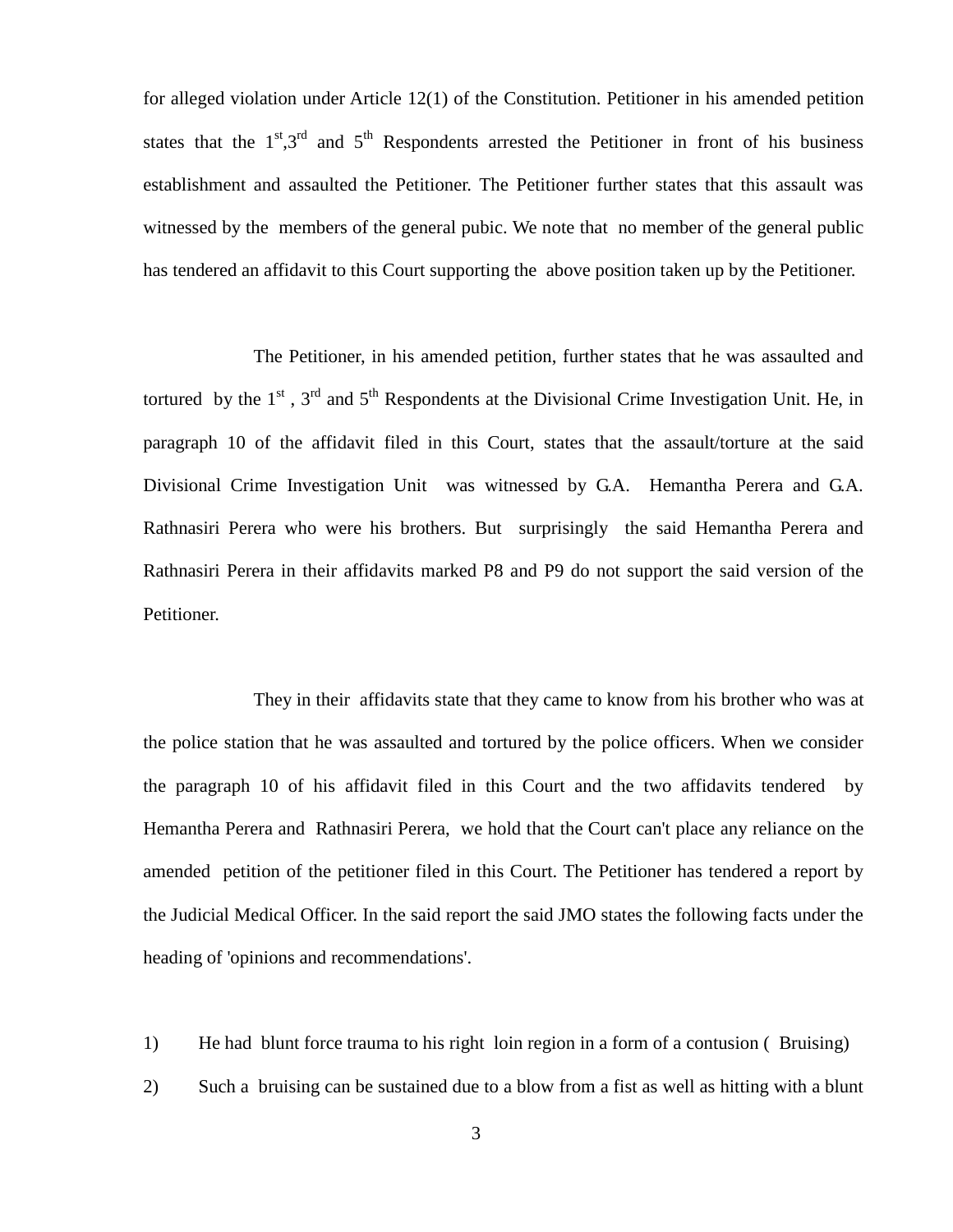for alleged violation under Article 12(1) of the Constitution. Petitioner in his amended petition states that the 1st,3rd and 5th Respondents arrested the Petitioner in front of his business establishment and assaulted the Petitioner. The Petitioner further states that this assault was witnessed by the members of the general pubic. We note that no member of the general public has tendered an affidavit to this Court supporting the above position taken up by the Petitioner.

The Petitioner, in his amended petition, further states that he was assaulted and tortured by the 1st , 3rd and 5th Respondents at the Divisional Crime Investigation Unit. He, in paragraph 10 of the affidavit filed in this Court, states that the assault/torture at the said Divisional Crime Investigation Unit was witnessed by G.A. Hemantha Perera and G.A. Rathnasiri Perera who were his brothers. But surprisingly the said Hemantha Perera and Rathnasiri Perera in their affidavits marked P8 and P9 do not support the said version of the Petitioner.

They in their affidavits state that they came to know from his brother who was at the police station that he was assaulted and tortured by the police officers. When we consider the paragraph 10 of his affidavit filed in this Court and the two affidavits tendered by Hemantha Perera and Rathnasiri Perera, we hold that the Court can't place any reliance on the amended petition of the petitioner filed in this Court. The Petitioner has tendered a report by the Judicial Medical Officer. In the said report the said JMO states the following facts under the heading of 'opinions and recommendations'.

1) He had blunt force trauma to his right loin region in a form of a contusion ( Bruising)
2) Such a bruising can be sustained due to a blow from a fist as well as hitting with a blunt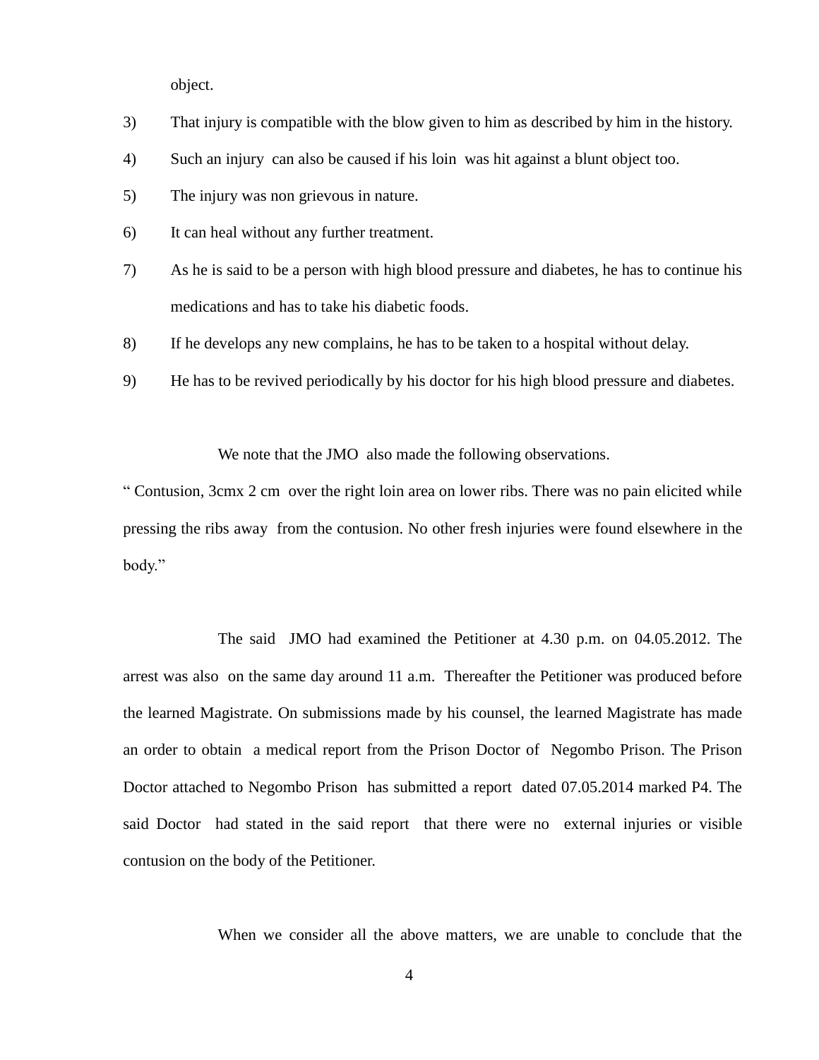object.

3) That injury is compatible with the blow given to him as described by him in the history.

4) Such an injury can also be caused if his loin was hit against a blunt object too.

5) The injury was non grievous in nature.

6) It can heal without any further treatment.

7) As he is said to be a person with high blood pressure and diabetes, he has to continue his medications and has to take his diabetic foods.

8) If he develops any new complains, he has to be taken to a hospital without delay.

9) He has to be revived periodically by his doctor for his high blood pressure and diabetes.

We note that the JMO also made the following observations.

" Contusion, 3cmx 2 cm over the right loin area on lower ribs. There was no pain elicited while pressing the ribs away from the contusion. No other fresh injuries were found elsewhere in the body."

The said JMO had examined the Petitioner at 4.30 p.m. on 04.05.2012. The arrest was also on the same day around 11 a.m. Thereafter the Petitioner was produced before the learned Magistrate. On submissions made by his counsel, the learned Magistrate has made an order to obtain a medical report from the Prison Doctor of Negombo Prison. The Prison Doctor attached to Negombo Prison has submitted a report dated 07.05.2014 marked P4. The said Doctor had stated in the said report that there were no external injuries or visible contusion on the body of the Petitioner.

When we consider all the above matters, we are unable to conclude that the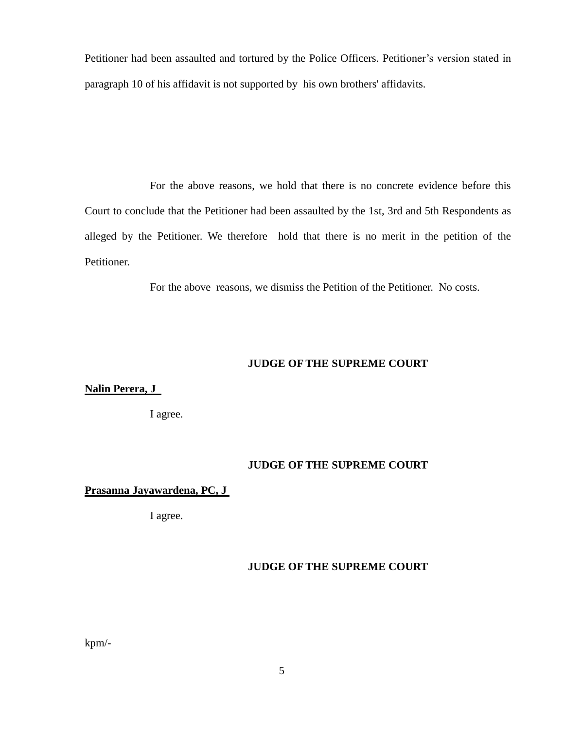Petitioner had been assaulted and tortured by the Police Officers. Petitioner's version stated in paragraph 10 of his affidavit is not supported by his own brothers' affidavits.

For the above reasons, we hold that there is no concrete evidence before this Court to conclude that the Petitioner had been assaulted by the 1st, 3rd and 5th Respondents as alleged by the Petitioner. We therefore hold that there is no merit in the petition of the Petitioner.

For the above reasons, we dismiss the Petition of the Petitioner. No costs.

**JUDGE OF THE SUPREME COURT**

**Nalin Perera, J**

I agree.

**JUDGE OF THE SUPREME COURT**

**Prasanna Jayawardena, PC, J**

I agree.

**JUDGE OF THE SUPREME COURT**

kpm/-